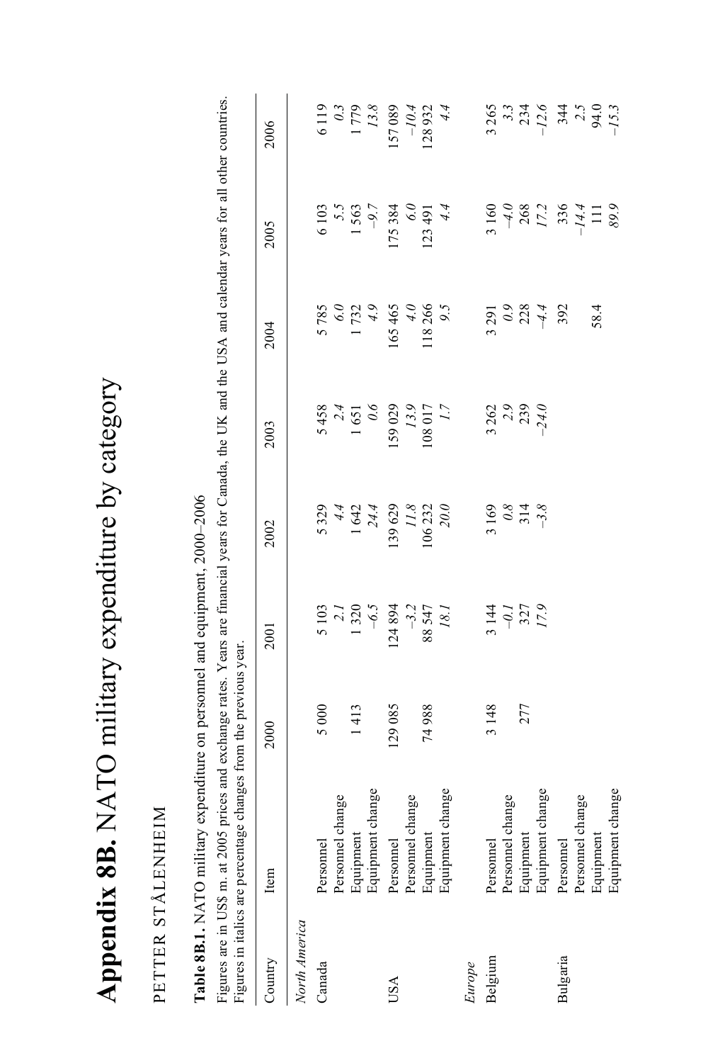# **Appendix 8B.** NATO military expenditure by category

PETTER STÅLENHEIM

**Table 8B.1.** NATO military expenditure on personnel and equipment, 2000–2006

Figures are in US$ m. at 2005 prices and exchange rates. Years are financial years for Canada, the UK and the USA and calendar years for all other countries. Figures in italics are percentage changes from the previous year.

| Country | Item | 2000 | 2001 | 2002 | 2003 | 2004 | 2005 | 2006 |
|---|---|---|---|---|---|---|---|---|
| *North America* | | | | | | | | |
| Canada | Personnel | 5 000 | 5 103 | 5 329 | 5 458 | 5 785 | 6 103 | 6 119 |
| | Personnel change | | *2.1* | *4.4* | *2.4* | *6.0* | *5.5* | *0.3* |
| | Equipment | 1 413 | 1 320 | 1 642 | 1 651 | 1 732 | 1 563 | 1 779 |
| | Equipment change | | *–6.5* | *24.4* | *0.6* | *4.9* | *–9.7* | *13.8* |
| USA | Personnel | 129 085 | 124 894 | 139 629 | 159 029 | 165 465 | 175 384 | 157 089 |
| | Personnel change | | *–3.2* | *11.8* | *13.9* | *4.0* | *6.0* | *–10.4* |
| | Equipment | 74 988 | 88 547 | 106 232 | 108 017 | 118 266 | 123 491 | 128 932 |
| | Equipment change | | *18.1* | *20.0* | *1.7* | *9.5* | *4.4* | *4.4* |
| *Europe* | | | | | | | | |
| Belgium | Personnel | 3 148 | 3 144 | 3 169 | 3 262 | 3 291 | 3 160 | 3 265 |
| | Personnel change | | *–0.1* | *0.8* | *2.9* | *0.9* | *–4.0* | *3.3* |
| | Equipment | 277 | 327 | 314 | 239 | 228 | 268 | 234 |
| | Equipment change | | *17.9* | *–3.8* | *–24.0* | *–4.4* | *17.2* | *–12.6* |
| Bulgaria | Personnel | | | | | 392 | 336 | 344 |
| | Personnel change | | | | | | *–14.4* | *2.5* |
| | Equipment | | | | | 58.4 | 111 | 94.0 |
| | Equipment change | | | | | | *89.9* | *–15.3* |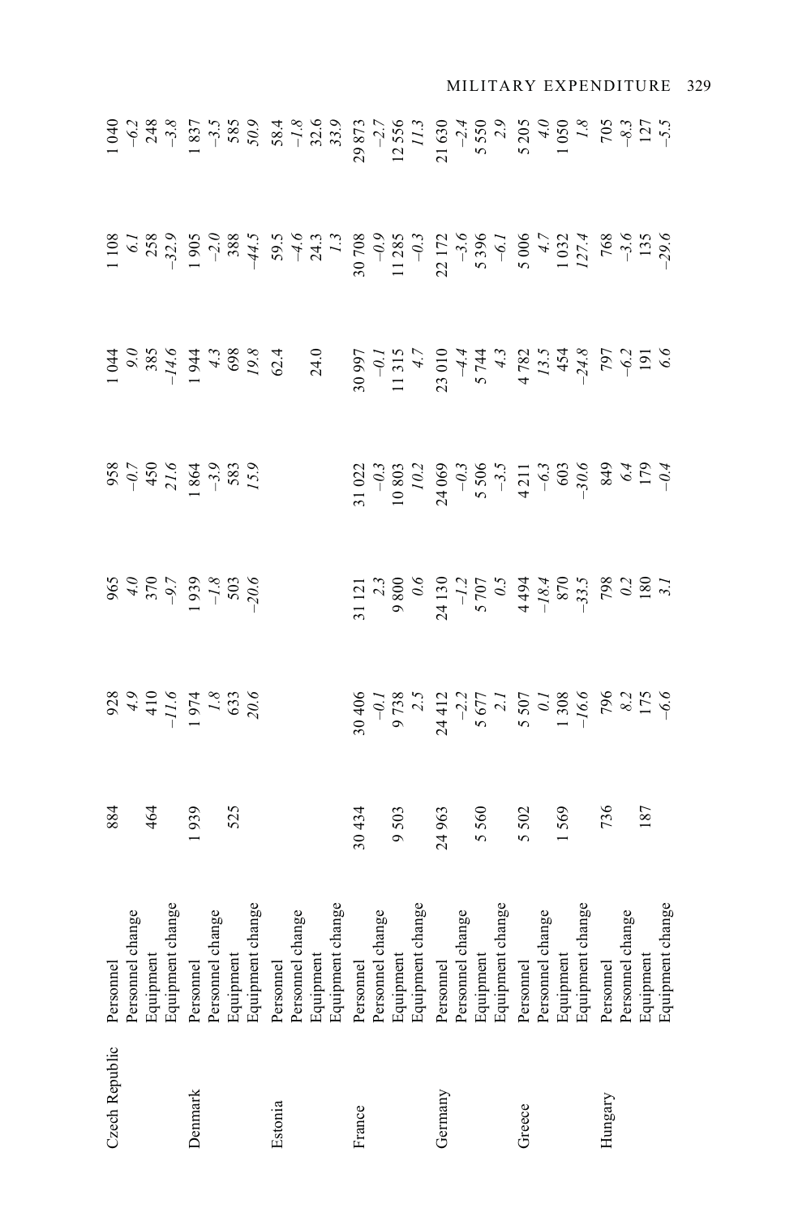| | | | | | | | | |
|---|---|---|---|---|---|---|---|---|
| Czech Republic | Personnel | 884 | 928 | 965 | 958 | 1 044 | 1 108 | 1 040 |
| | Personnel change | | *4.9* | *4.0* | *–0.7* | *9.0* | *6.1* | *–6.2* |
| | Equipment | 464 | 410 | 370 | 450 | 385 | 258 | 248 |
| | Equipment change | | *–11.6* | *–9.7* | *21.6* | *–14.6* | *–32.9* | *–3.8* |
| Denmark | Personnel | 1 939 | 1 974 | 1 939 | 1 864 | 1 944 | 1 905 | 1 837 |
| | Personnel change | | *1.8* | *–1.8* | *–3.9* | *4.3* | *–2.0* | *–3.5* |
| | Equipment | 525 | 633 | 503 | 583 | 698 | 388 | 585 |
| | Equipment change | | *20.6* | *–20.6* | *15.9* | *19.8* | *–44.5* | *50.9* |
| Estonia | Personnel | | | | | 62.4 | 59.5 | 58.4 |
| | Personnel change | | | | | | *–4.6* | *–1.8* |
| | Equipment | | | | | 24.0 | 24.3 | 32.6 |
| | Equipment change | | | | | | *1.3* | *33.9* |
| France | Personnel | 30 434 | 30 406 | 31 121 | 31 022 | 30 997 | 30 708 | 29 873 |
| | Personnel change | | *–0.1* | *2.3* | *–0.3* | *–0.1* | *–0.9* | *–2.7* |
| | Equipment | 9 503 | 9 738 | 9 800 | 10 803 | 11 315 | 11 285 | 12 556 |
| | Equipment change | | *2.5* | *0.6* | *10.2* | *4.7* | *–0.3* | *11.3* |
| Germany | Personnel | 24 963 | 24 412 | 24 130 | 24 069 | 23 010 | 22 172 | 21 630 |
| | Personnel change | | *–2.2* | *–1.2* | *–0.3* | *–4.4* | *–3.6* | *–2.4* |
| | Equipment | 5 560 | 5 677 | 5 707 | 5 506 | 5 744 | 5 396 | 5 550 |
| | Equipment change | | *2.1* | *0.5* | *–3.5* | *4.3* | *–6.1* | *2.9* |
| Greece | Personnel | 5 502 | 5 507 | 4 494 | 4 211 | 4 782 | 5 006 | 5 205 |
| | Personnel change | | *0.1* | *–18.4* | *–6.3* | *13.5* | *4.7* | *4.0* |
| | Equipment | 1 569 | 1 308 | 870 | 603 | 454 | 1 032 | 1 050 |
| | Equipment change | | *–16.6* | *–33.5* | *–30.6* | *–24.8* | *127.4* | *1.8* |
| Hungary | Personnel | 736 | 796 | 798 | 849 | 797 | 768 | 705 |
| | Personnel change | | *8.2* | *0.2* | *6.4* | *–6.2* | *–3.6* | *–8.3* |
| | Equipment | 187 | 175 | 180 | 179 | 191 | 135 | 127 |
| | Equipment change | | *–6.6* | *3.1* | *–0.4* | *6.6* | *–29.6* | *–5.5* |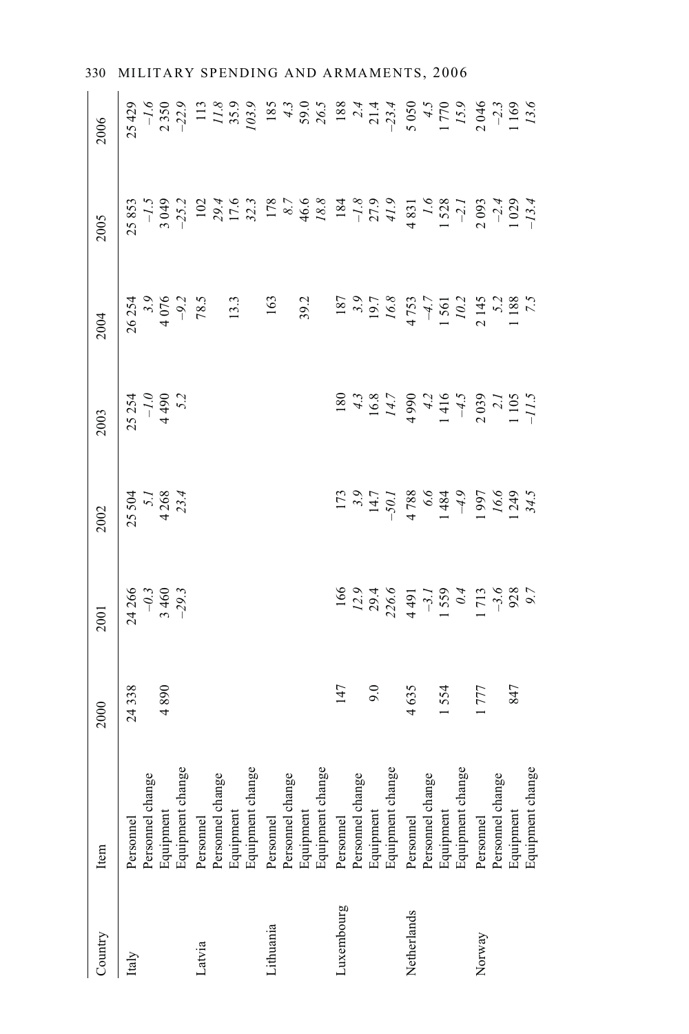| Country | Item | 2000 | 2001 | 2002 | 2003 | 2004 | 2005 | 2006 |
|---|---|---|---|---|---|---|---|---|
| Italy | Personnel | 24 338 | 24 266 | 25 504 | 25 254 | 26 254 | 25 853 | 25 429 |
| | Personnel change | | *–0.3* | *5.1* | *–1.0* | *3.9* | *–1.5* | *–1.6* |
| | Equipment | 4 890 | 3 460 | 4 268 | 4 490 | 4 076 | 3 049 | 2 350 |
| | Equipment change | | *–29.3* | *23.4* | *5.2* | *–9.2* | *–25.2* | *–22.9* |
| Latvia | Personnel | | | | | 78.5 | 102 | 113 |
| | Personnel change | | | | | | *29.4* | *11.8* |
| | Equipment | | | | | 13.3 | 17.6 | 35.9 |
| | Equipment change | | | | | | *32.3* | *103.9* |
| Lithuania | Personnel | | | | | 163 | 178 | 185 |
| | Personnel change | | | | | | *8.7* | *4.3* |
| | Equipment | | | | | 39.2 | 46.6 | 59.0 |
| | Equipment change | | | | | | *18.8* | *26.5* |
| Luxembourg | Personnel | 147 | 166 | 173 | 180 | 187 | 184 | 188 |
| | Personnel change | | *12.9* | *3.9* | *4.3* | *3.9* | *–1.8* | *2.4* |
| | Equipment | 9.0 | 29.4 | 14.7 | 16.8 | 19.7 | 27.9 | 21.4 |
| | Equipment change | | *226.6* | *–50.1* | *14.7* | *16.8* | *41.9* | *–23.4* |
| Netherlands | Personnel | 4 635 | 4 491 | 4 788 | 4 990 | 4 753 | 4 831 | 5 050 |
| | Personnel change | | *–3.1* | *6.6* | *4.2* | *–4.7* | *1.6* | *4.5* |
| | Equipment | 1 554 | 1 559 | 1 484 | 1 416 | 1 561 | 1 528 | 1 770 |
| | Equipment change | | *0.4* | *–4.9* | *–4.5* | *10.2* | *–2.1* | *15.9* |
| Norway | Personnel | 1 777 | 1 713 | 1 997 | 2 039 | 2 145 | 2 093 | 2 046 |
| | Personnel change | | *–3.6* | *16.6* | *2.1* | *5.2* | *–2.4* | *–2.3* |
| | Equipment | 847 | 928 | 1 249 | 1 105 | 1 188 | 1 029 | 1 169 |
| | Equipment change | | *9.7* | *34.5* | *–11.5* | *7.5* | *–13.4* | *13.6* |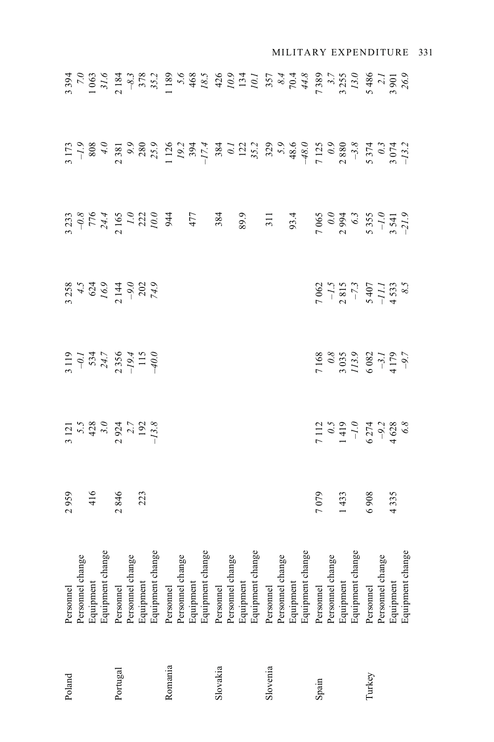| | | | | | | | | |
|---|---|---|---|---|---|---|---|---|
| Poland | Personnel | 2 959 | 3 121 | 3 119 | 3 258 | 3 233 | 3 173 | 3 394 |
| | Personnel change | | *5.5* | *–0.1* | *4.5* | *–0.8* | *–1.9* | *7.0* |
| | Equipment | 416 | 428 | 534 | 624 | 776 | 808 | 1 063 |
| | Equipment change | | *3.0* | *24.7* | *16.9* | *24.4* | *4.0* | *31.6* |
| Portugal | Personnel | 2 846 | 2 924 | 2 356 | 2 144 | 2 165 | 2 381 | 2 184 |
| | Personnel change | | *2.7* | *–19.4* | *–9.0* | *1.0* | *9.9* | *–8.3* |
| | Equipment | 223 | 192 | 115 | 202 | 222 | 280 | 378 |
| | Equipment change | | *–13.8* | *–40.0* | *74.9* | *10.0* | *25.9* | *35.2* |
| Romania | Personnel | | | | | 944 | 1 126 | 1 189 |
| | Personnel change | | | | | | *19.2* | *5.6* |
| | Equipment | | | | | 477 | 394 | 468 |
| | Equipment change | | | | | | *–17.4* | *18.5* |
| Slovakia | Personnel | | | | | 384 | 384 | 426 |
| | Personnel change | | | | | | *0.1* | *10.9* |
| | Equipment | | | | | 89.9 | 122 | 134 |
| | Equipment change | | | | | | *35.2* | *10.1* |
| Slovenia | Personnel | | | | | 311 | 329 | 357 |
| | Personnel change | | | | | | *5.9* | *8.4* |
| | Equipment | | | | | 93.4 | 48.6 | 70.4 |
| | Equipment change | | | | | | *–48.0* | *44.8* |
| Spain | Personnel | 7 079 | 7 112 | 7 168 | 7 062 | 7 065 | 7 125 | 7 389 |
| | Personnel change | | *0.5* | *0.8* | *–1.5* | *0.0* | *0.9* | *3.7* |
| | Equipment | 1 433 | 1 419 | 3 035 | 2 815 | 2 994 | 2 880 | 3 255 |
| | Equipment change | | *–1.0* | *113.9* | *–7.3* | *6.3* | *–3.8* | *13.0* |
| Turkey | Personnel | 6 908 | 6 274 | 6 082 | 5 407 | 5 355 | 5 374 | 5 486 |
| | Personnel change | | *–9.2* | *–3.1* | *–11.1* | *–1.0* | *0.3* | *2.1* |
| | Equipment | 4 335 | 4 628 | 4 179 | 4 533 | 3 541 | 3 074 | 3 901 |
| | Equipment change | | *6.8* | *–9.7* | *8.5* | *–21.9* | *–13.2* | *26.9* |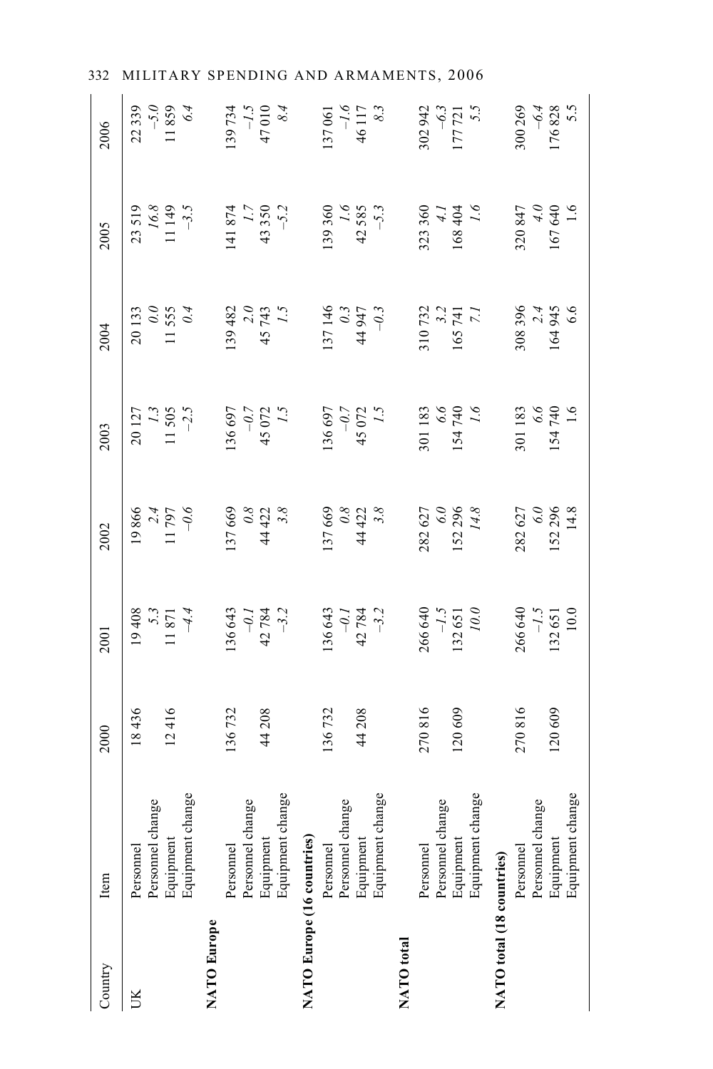| Country | Item | 2000 | 2001 | 2002 | 2003 | 2004 | 2005 | 2006 |
|---|---|---|---|---|---|---|---|---|
| UK | Personnel | 18 436 | 19 408 | 19 866 | 20 127 | 20 133 | 23 519 | 22 339 |
| | Personnel change | | *5.3* | *2.4* | *1.3* | *0.0* | *16.8* | *–5.0* |
| | Equipment | 12 416 | 11 871 | 11 797 | 11 505 | 11 555 | 11 149 | 11 859 |
| | Equipment change | | *–4.4* | *–0.6* | *–2.5* | *0.4* | *–3.5* | *6.4* |
| **NATO Europe** | | | | | | | | |
| | Personnel | 136 732 | 136 643 | 137 669 | 136 697 | 139 482 | 141 874 | 139 734 |
| | Personnel change | | *–0.1* | *0.8* | *–0.7* | *2.0* | *1.7* | *–1.5* |
| | Equipment | 44 208 | 42 784 | 44 422 | 45 072 | 45 743 | 43 350 | 47 010 |
| | Equipment change | | *–3.2* | *3.8* | *1.5* | *1.5* | *–5.2* | *8.4* |
| **NATO Europe (16 countries)** | | | | | | | | |
| | Personnel | 136 732 | 136 643 | 137 669 | 136 697 | 137 146 | 139 360 | 137 061 |
| | Personnel change | | *–0.1* | *0.8* | *–0.7* | *0.3* | *1.6* | *–1.6* |
| | Equipment | 44 208 | 42 784 | 44 422 | 45 072 | 44 947 | 42 585 | 46 117 |
| | Equipment change | | *–3.2* | *3.8* | *1.5* | *–0.3* | *–5.3* | *8.3* |
| **NATO total** | | | | | | | | |
| | Personnel | 270 816 | 266 640 | 282 627 | 301 183 | 310 732 | 323 360 | 302 942 |
| | Personnel change | | *–1.5* | *6.0* | *6.6* | *3.2* | *4.1* | *–6.3* |
| | Equipment | 120 609 | 132 651 | 152 296 | 154 740 | 165 741 | 168 404 | 177 721 |
| | Equipment change | | *10.0* | *14.8* | *1.6* | *7.1* | *1.6* | *5.5* |
| **NATO total (18 countries)** | | | | | | | | |
| | Personnel | 270 816 | 266 640 | 282 627 | 301 183 | 308 396 | 320 847 | 300 269 |
| | Personnel change | | *–1.5* | *6.0* | *6.6* | *2.4* | *4.0* | *–6.4* |
| | Equipment | 120 609 | 132 651 | 152 296 | 154 740 | 164 945 | 167 640 | 176 828 |
| | Equipment change | | 10.0 | 14.8 | 1.6 | 6.6 | 1.6 | 5.5 |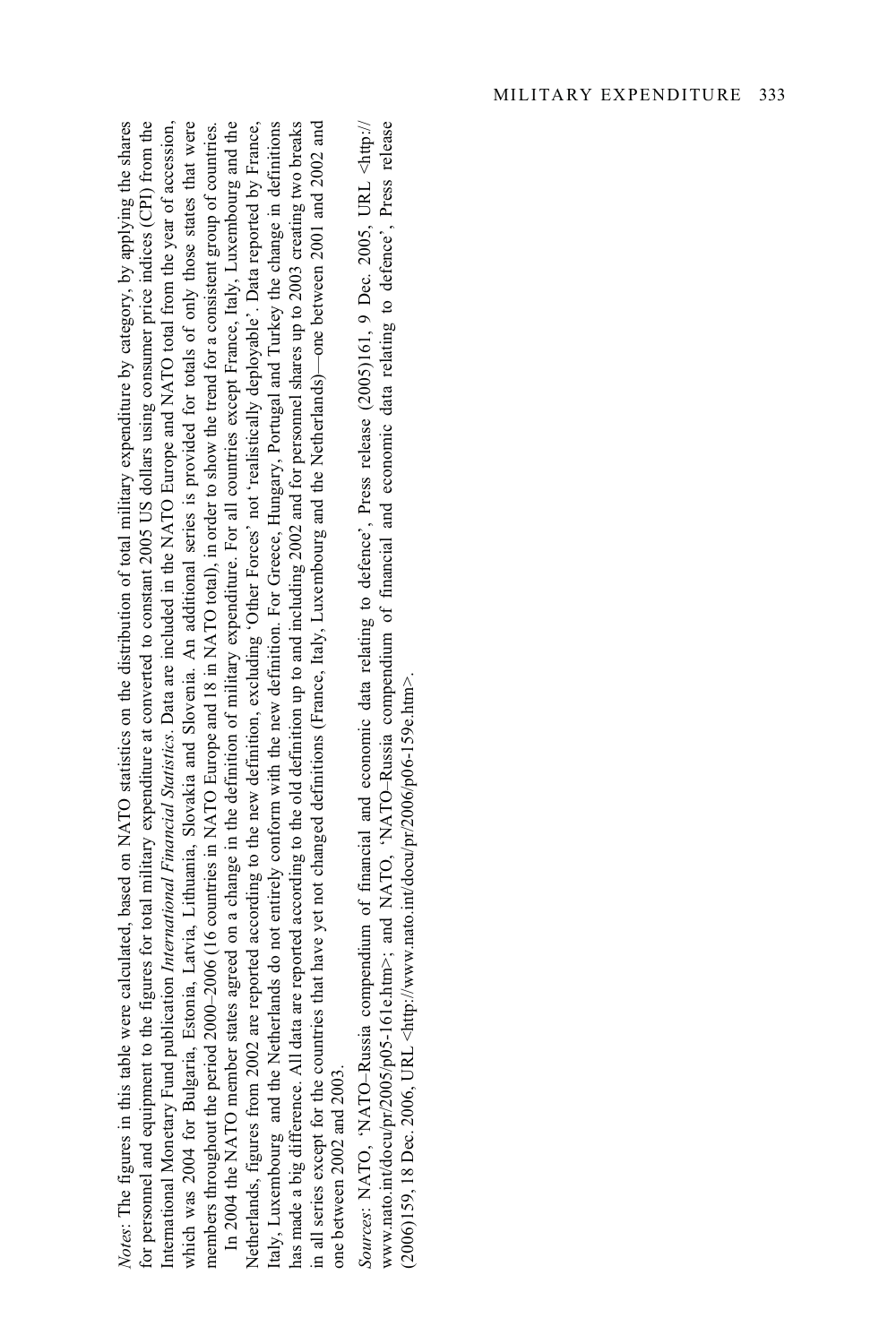*Notes*: The figures in this table were calculated, based on NATO statistics on the distribution of total military expenditure by category, by applying the shares for personnel and equipment to the figures for total military expenditure at converted to constant 2005 US dollars using consumer price indices (CPI) from the International Monetary Fund publication *International Financial Statistics*. Data are included in the NATO Europe and NATO total from the year of accession, which was 2004 for Bulgaria, Estonia, Latvia, Lithuania, Slovakia and Slovenia. An additional series is provided for totals of only those states that were members throughout the period 2000–2006 (16 countries in NATO Europe and 18 in NATO total), in order to show the trend for a consistent group of countries.

In 2004 the NATO member states agreed on a change in the definition of military expenditure. For all countries except France, Italy, Luxembourg and the Netherlands, figures from 2002 are reported according to the new definition, excluding 'Other Forces' not 'realistically deployable'. Data reported by France, Italy, Luxembourg and the Netherlands do not entirely conform with the new definition. For Greece, Hungary, Portugal and Turkey the change in definitions has made a big difference. All data are reported according to the old definition up to and including 2002 and for personnel shares up to 2003 creating two breaks in all series except for the countries that have yet not changed definitions (France, Italy, Luxembourg and the Netherlands)—one between 2001 and 2002 and one between 2002 and 2003.

*Sources*: NATO, 'NATO–Russia compendium of financial and economic data relating to defence', Press release (2005)161, 9 Dec. 2005, URL <http://www.nato.int/docu/pr/2005/p05-161e.htm>; and NATO, 'NATO–Russia compendium of financial and economic data relating to defence', Press release (2006)159, 18 Dec. 2006, URL <http://www.nato.int/docu/pr/2006/p06-159e.htm>.